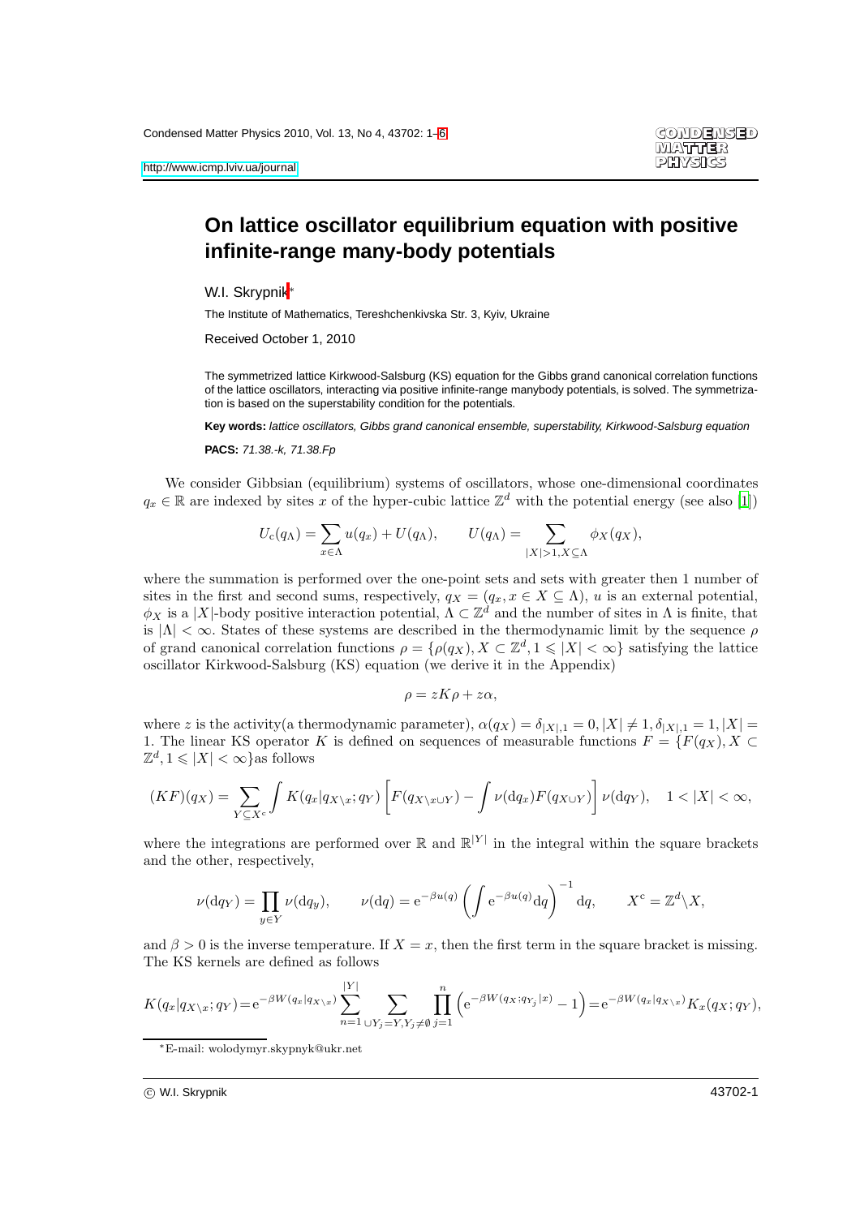# On lattice oscillator equilibrium equation with positive infinite-range many-body potentials

W.I. Skrypnik*

The Institute of Mathematics, Tereshchenkivska Str. 3, Kyiv, Ukraine

Received October 1, 2010

The symmetrized lattice Kirkwood-Salsburg (KS) equation for the Gibbs grand canonical correlation functions of the lattice oscillators, interacting via positive infinite-range manybody potentials, is solved. The symmetrization is based on the superstability condition for the potentials.

**Key words:** *lattice oscillators, Gibbs grand canonical ensemble, superstability, Kirkwood-Salsburg equation*

**PACS:** *71.38.-k, 71.38.Fp*

We consider Gibbsian (equilibrium) systems of oscillators, whose one-dimensional coordinates $q_x \in \mathbb{R}$ are indexed by sites $x$ of the hyper-cubic lattice $\mathbb{Z}^d$ with the potential energy (see also [1])

$$U_{\mathrm{c}}(q_\Lambda) = \sum_{x\in\Lambda} u(q_x) + U(q_\Lambda), \qquad U(q_\Lambda) = \sum_{|X|>1, X\subseteq\Lambda} \phi_X(q_X),$$

where the summation is performed over the one-point sets and sets with greater then 1 number of sites in the first and second sums, respectively, $q_X = (q_x, x \in X \subseteq \Lambda)$, $u$ is an external potential, $\phi_X$ is a $|X|$-body positive interaction potential, $\Lambda \subset \mathbb{Z}^d$ and the number of sites in $\Lambda$ is finite, that is $|\Lambda| < \infty$. States of these systems are described in the thermodynamic limit by the sequence $\rho$ of grand canonical correlation functions $\rho = \{\rho(q_X), X \subset \mathbb{Z}^d, 1 \leqslant |X| < \infty\}$ satisfying the lattice oscillator Kirkwood-Salsburg (KS) equation (we derive it in the Appendix)

$$\rho = zK\rho + z\alpha,$$

where $z$ is the activity(a thermodynamic parameter), $\alpha(q_X) = \delta_{|X|,1} = 0, |X| \neq 1, \delta_{|X|,1} = 1, |X| = 1$. The linear KS operator $K$ is defined on sequences of measurable functions $F = \{F(q_X), X \subset \mathbb{Z}^d, 1 \leqslant |X| < \infty\}$as follows

$$(KF)(q_X) = \sum_{Y\subseteq X^c} \int K(q_x|q_{X\backslash x}; q_Y) \left[F(q_{X\backslash x\cup Y}) - \int \nu(\mathrm{d}q_x) F(q_{X\cup Y})\right] \nu(\mathrm{d}q_Y), \quad 1 < |X| < \infty,$$

where the integrations are performed over $\mathbb{R}$ and $\mathbb{R}^{|Y|}$ in the integral within the square brackets and the other, respectively,

$$\nu(\mathrm{d}q_Y) = \prod_{y\in Y} \nu(\mathrm{d}q_y), \qquad \nu(\mathrm{d}q) = \mathrm{e}^{-\beta u(q)} \left(\int \mathrm{e}^{-\beta u(q)} \mathrm{d}q\right)^{-1} \mathrm{d}q, \qquad X^{\mathrm{c}} = \mathbb{Z}^d \backslash X,$$

and $\beta > 0$ is the inverse temperature. If $X = x$, then the first term in the square bracket is missing. The KS kernels are defined as follows

$$K(q_x|q_{X\backslash x}; q_Y) = \mathrm{e}^{-\beta W(q_x|q_{X\backslash x})} \sum_{n=1}^{|Y|} \sum_{\cup Y_j = Y, Y_j \neq \emptyset} \prod_{j=1}^{n} \left(\mathrm{e}^{-\beta W(q_X; q_{Y_j}|x)} - 1\right) = \mathrm{e}^{-\beta W(q_x|q_{X\backslash x})} K_x(q_X; q_Y),$$

*E-mail: wolodymyr.skypnyk@ukr.net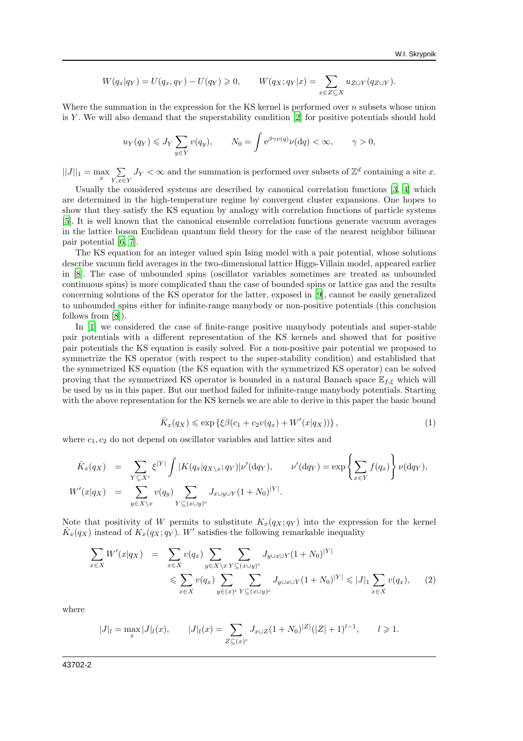$$W(q_x|q_Y) = U(q_x, q_Y) - U(q_Y) \geqslant 0, \qquad W(q_X; q_Y|x) = \sum_{x\in Z\subseteq X} u_{Z\cup Y}(q_{Z\cup Y}).$$

Where the summation in the expression for the KS kernel is performed over $n$ subsets whose union is $Y$. We will also demand that the superstability condition [2] for positive potentials should hold

$$u_Y(q_Y) \leqslant J_Y \sum_{y\in Y} v(q_y), \qquad N_0 = \int \mathrm{e}^{\beta\gamma v(q)}\nu(\mathrm{d}q) < \infty, \qquad \gamma > 0,$$

$||J||_1 = \max_x \sum_{Y, x\in Y} J_Y < \infty$ and the summation is performed over subsets of $\mathbb{Z}^d$ containing a site $x$.

Usually the considered systems are described by canonical correlation functions [3, 4] which are determined in the high-temperature regime by convergent cluster expansions. One hopes to show that they satisfy the KS equation by analogy with correlation functions of particle systems [5]. It is well known that the canonical ensemble correlation functions generate vacuum averages in the lattice boson Euclidean quantum field theory for the case of the nearest neighbor bilinear pair potential [6, 7].

The KS equation for an integer valued spin Ising model with a pair potential, whose solutions describe vacuum field averages in the two-dimensional lattice Higgs-Villain model, appeared earlier in [8]. The case of unbounded spins (oscillator variables sometimes are treated as unbounded continuous spins) is more complicated than the case of bounded spins or lattice gas and the results concerning solutions of the KS operator for the latter, exposed in [9], cannot be easily generalized to unbounded spins either for infinite-range manybody or non-positive potentials (this conclusion follows from [8]).

In [1] we considered the case of finite-range positive manybody potentials and super-stable pair potentials with a different representation of the KS kernels and showed that for positive pair potentials the KS equation is easily solved. For a non-positive pair potential we proposed to symmetrize the KS operator (with respect to the super-stability condition) and established that the symmetrized KS equation (the KS equation with the symmetrized KS operator) can be solved proving that the symmetrized KS operator is bounded in a natural Banach space $\mathbb{E}_{f,\xi}$ which will be used by us in this paper. But our method failed for infinite-range manybody potentials. Starting with the above representation for the KS kernels we are able to derive in this paper the basic bound

$$\bar{K}_x(q_X) \leqslant \exp\left\{\xi\beta(c_1 + c_2 v(q_x) + W'(x|q_X))\right\}, \tag{1}$$

where $c_1, c_2$ do not depend on oscillator variables and lattice sites and

$$\begin{aligned}
\bar{K}_x(q_X) &= \sum_{Y\subseteq X^c} \xi^{|Y|} \int |K(q_x|q_{X\setminus x}; q_Y)|\nu'(\mathrm{d}q_Y), \qquad \nu'(\mathrm{d}q_Y) = \exp\left\{\sum_{x\in Y} f(q_x)\right\}\nu(\mathrm{d}q_Y), \\
W'(x|q_X) &= \sum_{y\in X\setminus x} v(q_y) \sum_{Y\subseteq (x\cup y)^c} J_{x\cup y\cup Y}(1+N_0)^{|Y|}.
\end{aligned}$$

Note that positivity of $W$ permits to substitute $K_x(q_X; q_Y)$ into the expression for the kernel $\bar{K}_x(q_X)$ instead of $K_x(q_X; q_Y)$. $W'$ satisfies the following remarkable inequality

$$\begin{aligned}
\sum_{x\in X} W'(x|q_X) &= \sum_{x\in X} v(q_x) \sum_{y\in X\setminus x} \sum_{Y\subseteq (x\cup y)^c} J_{y\cup x\cup Y}(1+N_0)^{|Y|} \\
&\leqslant \sum_{x\in X} v(q_x) \sum_{y\in (x)^c} \sum_{Y\subseteq (x\cup y)^c} J_{y\cup x\cup Y}(1+N_0)^{|Y|} \leqslant |J|_1 \sum_{x\in X} v(q_x),
\end{aligned} \tag{2}$$

where

$$|J|_l = \max_x |J|_l(x), \qquad |J|_l(x) = \sum_{Z\subseteq (x)^c} J_{x\cup Z}(1+N_0)^{|Z|}(|Z|+1)^{l-1}, \qquad l \geqslant 1.$$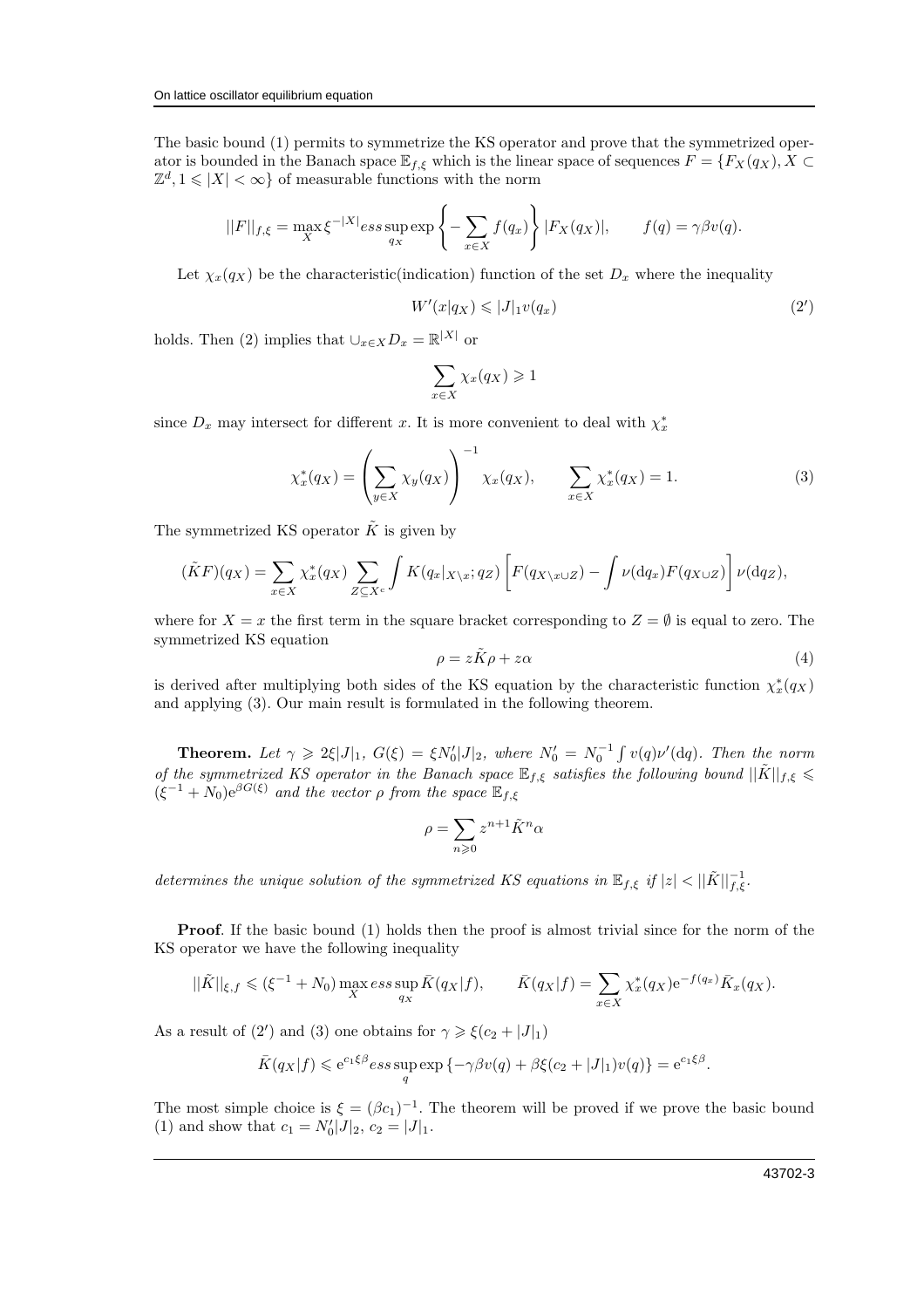The basic bound (1) permits to symmetrize the KS operator and prove that the symmetrized operator is bounded in the Banach space $\mathbb{E}_{f,\xi}$ which is the linear space of sequences $F = \{F_X(q_X), X \subset \mathbb{Z}^d, 1 \leqslant |X| < \infty\}$ of measurable functions with the norm

$$||F||_{f,\xi} = \max_X \xi^{-|X|} ess \sup_{q_X} \exp\left\{-\sum_{x\in X} f(q_x)\right\} |F_X(q_X)|, \qquad f(q) = \gamma\beta v(q).$$

Let $\chi_x(q_X)$ be the characteristic(indication) function of the set $D_x$ where the inequality

$$W'(x|q_X) \leqslant |J|_1 v(q_x) \tag{2'}$$

holds. Then (2) implies that $\cup_{x\in X} D_x = \mathbb{R}^{|X|}$ or

$$\sum_{x\in X} \chi_x(q_X) \geqslant 1$$

since $D_x$ may intersect for different $x$. It is more convenient to deal with $\chi_x^*$

$$\chi_x^*(q_X) = \left(\sum_{y\in X} \chi_y(q_X)\right)^{-1} \chi_x(q_X), \qquad \sum_{x\in X} \chi_x^*(q_X) = 1. \tag{3}$$

The symmetrized KS operator $\tilde{K}$ is given by

$$(\tilde{K}F)(q_X) = \sum_{x\in X} \chi_x^*(q_X) \sum_{Z\subseteq X^c} \int K(q_x|_{X\setminus x}; q_Z) \left[F(q_{X\setminus x\cup Z}) - \int \nu(\mathrm{d}q_x) F(q_{X\cup Z})\right] \nu(\mathrm{d}q_Z),$$

where for $X = x$ the first term in the square bracket corresponding to $Z = \emptyset$ is equal to zero. The symmetrized KS equation

$$\rho = z\tilde{K}\rho + z\alpha \tag{4}$$

is derived after multiplying both sides of the KS equation by the characteristic function $\chi_x^*(q_X)$ and applying (3). Our main result is formulated in the following theorem.

**Theorem.** *Let $\gamma \geqslant 2\xi|J|_1$, $G(\xi) = \xi N_0'|J|_2$, where $N_0' = N_0^{-1}\int v(q)\nu'(\mathrm{d}q)$. Then the norm of the symmetrized KS operator in the Banach space $\mathbb{E}_{f,\xi}$ satisfies the following bound $||\tilde{K}||_{f,\xi} \leqslant (\xi^{-1} + N_0)\mathrm{e}^{\beta G(\xi)}$ and the vector $\rho$ from the space $\mathbb{E}_{f,\xi}$*

$$\rho = \sum_{n\geqslant 0} z^{n+1}\tilde{K}^n\alpha$$

*determines the unique solution of the symmetrized KS equations in $\mathbb{E}_{f,\xi}$ if $|z| < ||\tilde{K}||_{f,\xi}^{-1}$.*

**Proof**. If the basic bound (1) holds then the proof is almost trivial since for the norm of the KS operator we have the following inequality

$$||\tilde{K}||_{\xi,f} \leqslant (\xi^{-1} + N_0) \max_X ess \sup_{q_X} \bar{K}(q_X|f), \qquad \bar{K}(q_X|f) = \sum_{x\in X} \chi_x^*(q_X) \mathrm{e}^{-f(q_x)} \bar{K}_x(q_X).$$

As a result of (2′) and (3) one obtains for $\gamma \geqslant \xi(c_2 + |J|_1)$

$$\bar{K}(q_X|f) \leqslant \mathrm{e}^{c_1\xi\beta} ess \sup_q \exp\left\{-\gamma\beta v(q) + \beta\xi(c_2 + |J|_1)v(q)\right\} = \mathrm{e}^{c_1\xi\beta}.$$

The most simple choice is $\xi = (\beta c_1)^{-1}$. The theorem will be proved if we prove the basic bound (1) and show that $c_1 = N_0'|J|_2$, $c_2 = |J|_1$.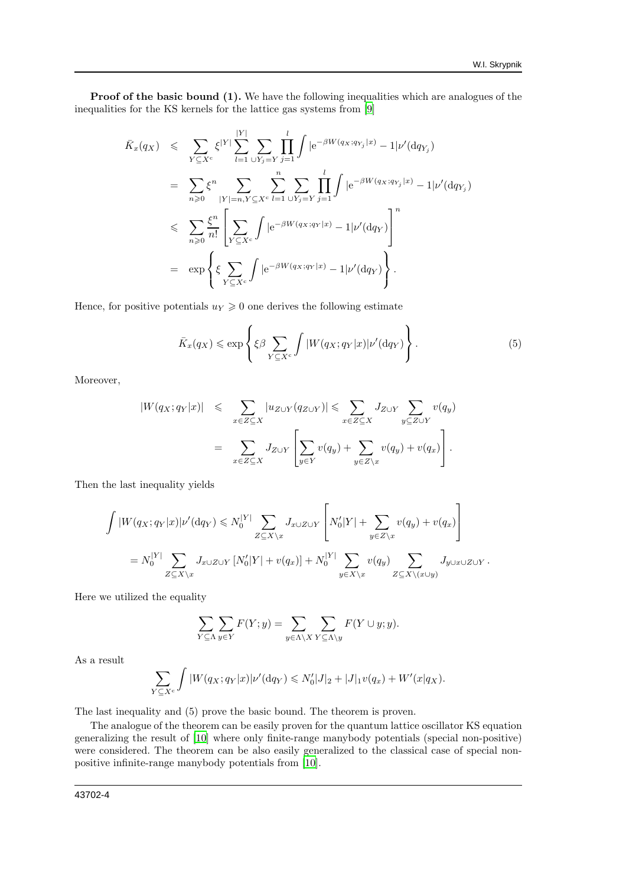**Proof of the basic bound (1).** We have the following inequalities which are analogues of the inequalities for the KS kernels for the lattice gas systems from [9]

$$
\begin{aligned}
\bar{K}_x(q_X) &\leqslant \sum_{Y\subseteq X^c} \xi^{|Y|} \sum_{l=1}^{|Y|} \sum_{\cup Y_j = Y} \prod_{j=1}^{l} \int |\mathrm{e}^{-\beta W(q_X;q_{Y_j}|x)} - 1| \nu'(\mathrm{d}q_{Y_j}) \\
&= \sum_{n\geqslant 0} \xi^n \sum_{|Y|=n, Y\subseteq X^c} \sum_{l=1}^{n} \sum_{\cup Y_j = Y} \prod_{j=1}^{l} \int |\mathrm{e}^{-\beta W(q_X;q_{Y_j}|x)} - 1| \nu'(\mathrm{d}q_{Y_j}) \\
&\leqslant \sum_{n\geqslant 0} \frac{\xi^n}{n!} \left[ \sum_{Y\subseteq X^c} \int |\mathrm{e}^{-\beta W(q_X;q_Y|x)} - 1| \nu'(\mathrm{d}q_Y) \right]^n \\
&= \exp\left\{ \xi \sum_{Y\subseteq X^c} \int |\mathrm{e}^{-\beta W(q_X;q_Y|x)} - 1| \nu'(\mathrm{d}q_Y) \right\}.
\end{aligned}
$$

Hence, for positive potentials $u_Y \geqslant 0$ one derives the following estimate

$$
\bar{K}_x(q_X) \leqslant \exp\left\{ \xi\beta \sum_{Y\subseteq X^c} \int |W(q_X;q_Y|x)| \nu'(\mathrm{d}q_Y) \right\}. \tag{5}
$$

Moreover,

$$
\begin{aligned}
|W(q_X;q_Y|x)| &\leqslant \sum_{x\in Z\subseteq X} |u_{Z\cup Y}(q_{Z\cup Y})| \leqslant \sum_{x\in Z\subseteq X} J_{Z\cup Y} \sum_{y\subseteq Z\cup Y} v(q_y) \\
&= \sum_{x\in Z\subseteq X} J_{Z\cup Y} \left[ \sum_{y\in Y} v(q_y) + \sum_{y\in Z\setminus x} v(q_y) + v(q_x) \right].
\end{aligned}
$$

Then the last inequality yields

$$
\begin{aligned}
\int |W(q_X;q_Y|x)| \nu'(\mathrm{d}q_Y) &\leqslant N_0^{|Y|} \sum_{Z\subseteq X\setminus x} J_{x\cup Z\cup Y} \left[ N_0'|Y| + \sum_{y\in Z\setminus x} v(q_y) + v(q_x) \right] \\
&= N_0^{|Y|} \sum_{Z\subseteq X\setminus x} J_{x\cup Z\cup Y} \left[ N_0'|Y| + v(q_x) \right] + N_0^{|Y|} \sum_{y\in X\setminus x} v(q_y) \sum_{Z\subseteq X\setminus(x\cup y)} J_{y\cup x\cup Z\cup Y}.
\end{aligned}
$$

Here we utilized the equality

$$
\sum_{Y\subseteq\Lambda} \sum_{y\in Y} F(Y;y) = \sum_{y\in\Lambda\setminus X} \sum_{Y\subseteq\Lambda\setminus y} F(Y\cup y;y).
$$

As a result

$$
\sum_{Y\subseteq X^c} \int |W(q_X;q_Y|x)| \nu'(\mathrm{d}q_Y) \leqslant N_0'|J|_2 + |J|_1 v(q_x) + W'(x|q_X).
$$

The last inequality and (5) prove the basic bound. The theorem is proven.

The analogue of the theorem can be easily proven for the quantum lattice oscillator KS equation generalizing the result of [10] where only finite-range manybody potentials (special non-positive) were considered. The theorem can be also easily generalized to the classical case of special non-positive infinite-range manybody potentials from [10].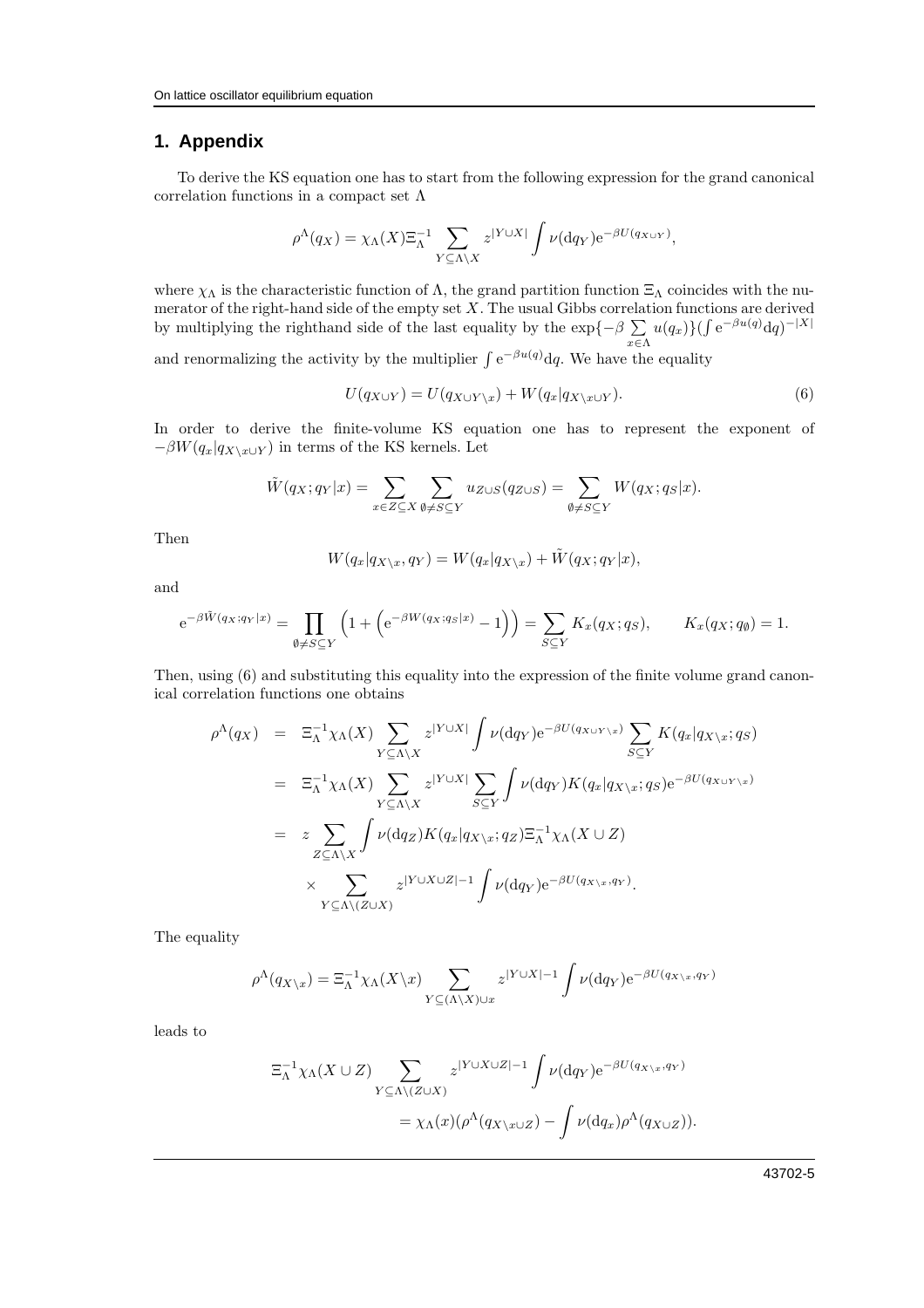## 1. Appendix

To derive the KS equation one has to start from the following expression for the grand canonical correlation functions in a compact set $\Lambda$

$$\rho^{\Lambda}(q_X) = \chi_{\Lambda}(X)\Xi_{\Lambda}^{-1} \sum_{Y \subseteq \Lambda \backslash X} z^{|Y \cup X|} \int \nu(\mathrm{d}q_Y) \mathrm{e}^{-\beta U(q_{X \cup Y})},$$

where $\chi_{\Lambda}$ is the characteristic function of $\Lambda$, the grand partition function $\Xi_{\Lambda}$ coincides with the numerator of the right-hand side of the empty set $X$. The usual Gibbs correlation functions are derived by multiplying the righthand side of the last equality by the $\exp\{-\beta \sum\limits_{x \in \Lambda} u(q_x)\}(\int \mathrm{e}^{-\beta u(q)}\mathrm{d}q)^{-|X|}$ and renormalizing the activity by the multiplier $\int \mathrm{e}^{-\beta u(q)}\mathrm{d}q$. We have the equality

$$U(q_{X \cup Y}) = U(q_{X \cup Y \backslash x}) + W(q_x | q_{X \backslash x \cup Y}). \tag{6}$$

In order to derive the finite-volume KS equation one has to represent the exponent of $-\beta W(q_x|q_{X \backslash x \cup Y})$ in terms of the KS kernels. Let

$$\tilde{W}(q_X; q_Y|x) = \sum_{x \in Z \subseteq X} \sum_{\emptyset \neq S \subseteq Y} u_{Z \cup S}(q_{Z \cup S}) = \sum_{\emptyset \neq S \subseteq Y} W(q_X; q_S|x).$$

Then

$$W(q_x|q_{X \backslash x}, q_Y) = W(q_x|q_{X \backslash x}) + \tilde{W}(q_X; q_Y|x),$$

and

$$\mathrm{e}^{-\beta \tilde{W}(q_X; q_Y|x)} = \prod_{\emptyset \neq S \subseteq Y} \left(1 + \left(\mathrm{e}^{-\beta W(q_X; q_S|x)} - 1\right)\right) = \sum_{S \subseteq Y} K_x(q_X; q_S), \qquad K_x(q_X; q_{\emptyset}) = 1.$$

Then, using (6) and substituting this equality into the expression of the finite volume grand canonical correlation functions one obtains

$$\begin{aligned}
\rho^{\Lambda}(q_X) &= \Xi_{\Lambda}^{-1}\chi_{\Lambda}(X) \sum_{Y \subseteq \Lambda \backslash X} z^{|Y \cup X|} \int \nu(\mathrm{d}q_Y) \mathrm{e}^{-\beta U(q_{X \cup Y \backslash x})} \sum_{S \subseteq Y} K(q_x|q_{X \backslash x}; q_S) \\
&= \Xi_{\Lambda}^{-1}\chi_{\Lambda}(X) \sum_{Y \subseteq \Lambda \backslash X} z^{|Y \cup X|} \sum_{S \subseteq Y} \int \nu(\mathrm{d}q_Y) K(q_x|q_{X \backslash x}; q_S) \mathrm{e}^{-\beta U(q_{X \cup Y \backslash x})} \\
&= z \sum_{Z \subseteq \Lambda \backslash X} \int \nu(\mathrm{d}q_Z) K(q_x|q_{X \backslash x}; q_Z) \Xi_{\Lambda}^{-1}\chi_{\Lambda}(X \cup Z) \\
&\quad \times \sum_{Y \subseteq \Lambda \backslash (Z \cup X)} z^{|Y \cup X \cup Z| - 1} \int \nu(\mathrm{d}q_Y) \mathrm{e}^{-\beta U(q_{X \backslash x}, q_Y)}.
\end{aligned}$$

The equality

$$\rho^{\Lambda}(q_{X \backslash x}) = \Xi_{\Lambda}^{-1}\chi_{\Lambda}(X \backslash x) \sum_{Y \subseteq (\Lambda \backslash X) \cup x} z^{|Y \cup X| - 1} \int \nu(\mathrm{d}q_Y) \mathrm{e}^{-\beta U(q_{X \backslash x}, q_Y)}$$

leads to

$$\begin{aligned}
\Xi_{\Lambda}^{-1}\chi_{\Lambda}(X \cup Z) &\sum_{Y \subseteq \Lambda \backslash (Z \cup X)} z^{|Y \cup X \cup Z| - 1} \int \nu(\mathrm{d}q_Y) \mathrm{e}^{-\beta U(q_{X \backslash x}, q_Y)} \\
&= \chi_{\Lambda}(x)(\rho^{\Lambda}(q_{X \backslash x \cup Z}) - \int \nu(\mathrm{d}q_x) \rho^{\Lambda}(q_{X \cup Z})).
\end{aligned}$$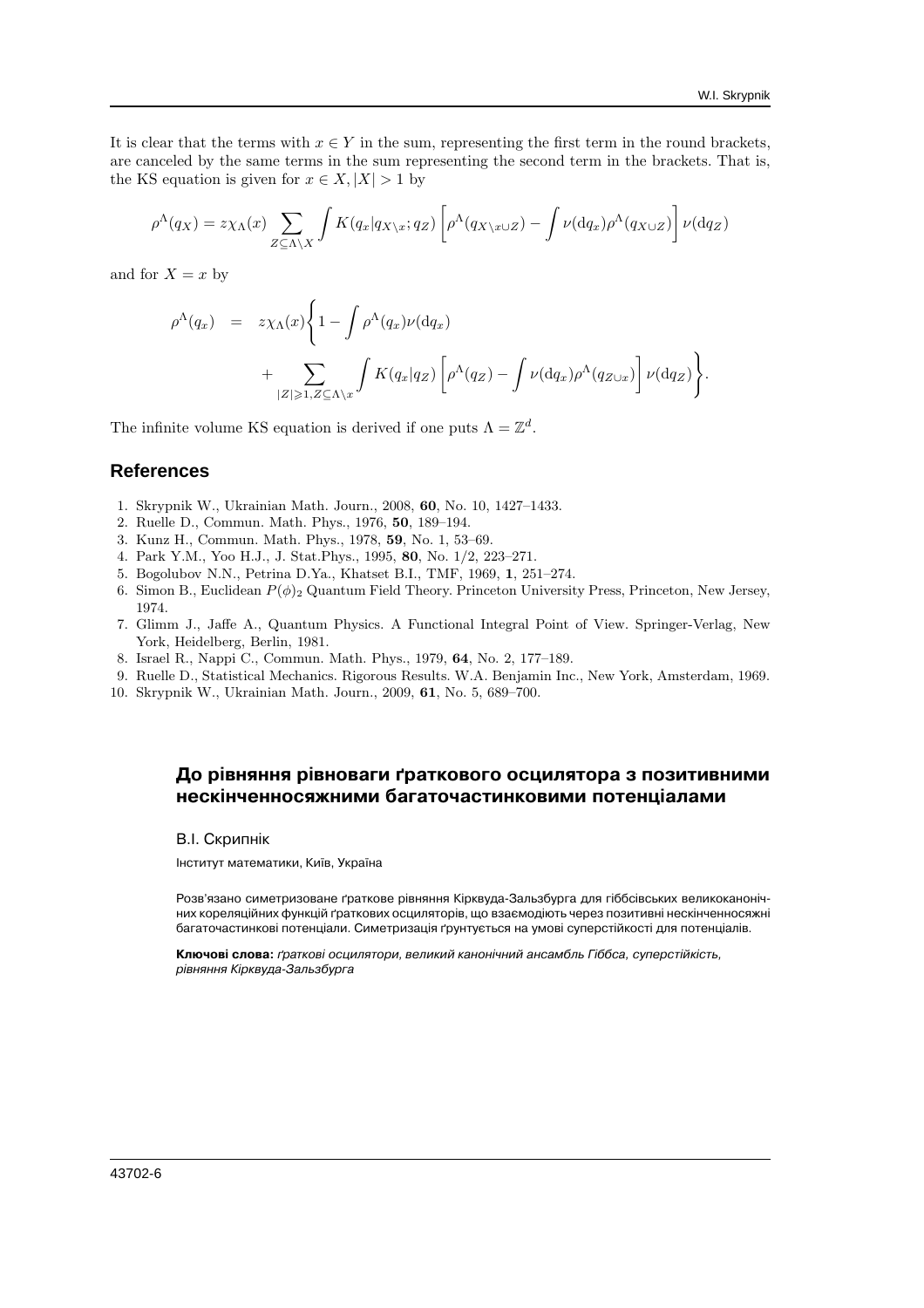It is clear that the terms with $x \in Y$ in the sum, representing the first term in the round brackets, are canceled by the same terms in the sum representing the second term in the brackets. That is, the KS equation is given for $x \in X, |X| > 1$ by

$$\rho^{\Lambda}(q_X) = z\chi_{\Lambda}(x) \sum_{Z \subseteq \Lambda \setminus X} \int K(q_x|q_{X\setminus x}; q_Z) \left[\rho^{\Lambda}(q_{X\setminus x\cup Z}) - \int \nu(\mathrm{d}q_x)\rho^{\Lambda}(q_{X\cup Z})\right] \nu(\mathrm{d}q_Z)$$

and for $X = x$ by

$$\begin{aligned}
\rho^{\Lambda}(q_x) &= z\chi_{\Lambda}(x)\Bigg\{1 - \int \rho^{\Lambda}(q_x)\nu(\mathrm{d}q_x) \\
&\quad + \sum_{|Z|\geqslant 1, Z\subseteq \Lambda\setminus x} \int K(q_x|q_Z) \left[\rho^{\Lambda}(q_Z) - \int \nu(\mathrm{d}q_x)\rho^{\Lambda}(q_{Z\cup x})\right] \nu(\mathrm{d}q_Z)\Bigg\}.
\end{aligned}$$

The infinite volume KS equation is derived if one puts $\Lambda = \mathbb{Z}^d$.

## References

1. Skrypnik W., Ukrainian Math. Journ., 2008, **60**, No. 10, 1427–1433.
2. Ruelle D., Commun. Math. Phys., 1976, **50**, 189–194.
3. Kunz H., Commun. Math. Phys., 1978, **59**, No. 1, 53–69.
4. Park Y.M., Yoo H.J., J. Stat.Phys., 1995, **80**, No. 1/2, 223–271.
5. Bogolubov N.N., Petrina D.Ya., Khatset B.I., TMF, 1969, **1**, 251–274.
6. Simon B., Euclidean $P(\phi)_2$ Quantum Field Theory. Princeton University Press, Princeton, New Jersey, 1974.
7. Glimm J., Jaffe A., Quantum Physics. A Functional Integral Point of View. Springer-Verlag, New York, Heidelberg, Berlin, 1981.
8. Israel R., Nappi C., Commun. Math. Phys., 1979, **64**, No. 2, 177–189.
9. Ruelle D., Statistical Mechanics. Rigorous Results. W.A. Benjamin Inc., New York, Amsterdam, 1969.
10. Skrypnik W., Ukrainian Math. Journ., 2009, **61**, No. 5, 689–700.

## До рівняння рівноваги ґраткового осцилятора з позитивними нескінченносяжними багаточастинковими потенціалами

В.І. Скрипнік

Інститут математики, Київ, Україна

Розв'язано симетризоване ґраткове рівняння Кірквуда-Зальзбурга для гіббсівських великоканонічних кореляційних функцій ґраткових осциляторів, що взаємодіють через позитивні нескінченносяжні багаточастинкові потенціали. Симетризація ґрунтується на умові суперстійкості для потенціалів.

**Ключові слова:** *ґраткові осцилятори, великий канонічний ансамбль Гіббса, суперстійкість, рівняння Кірквуда-Зальзбурга*